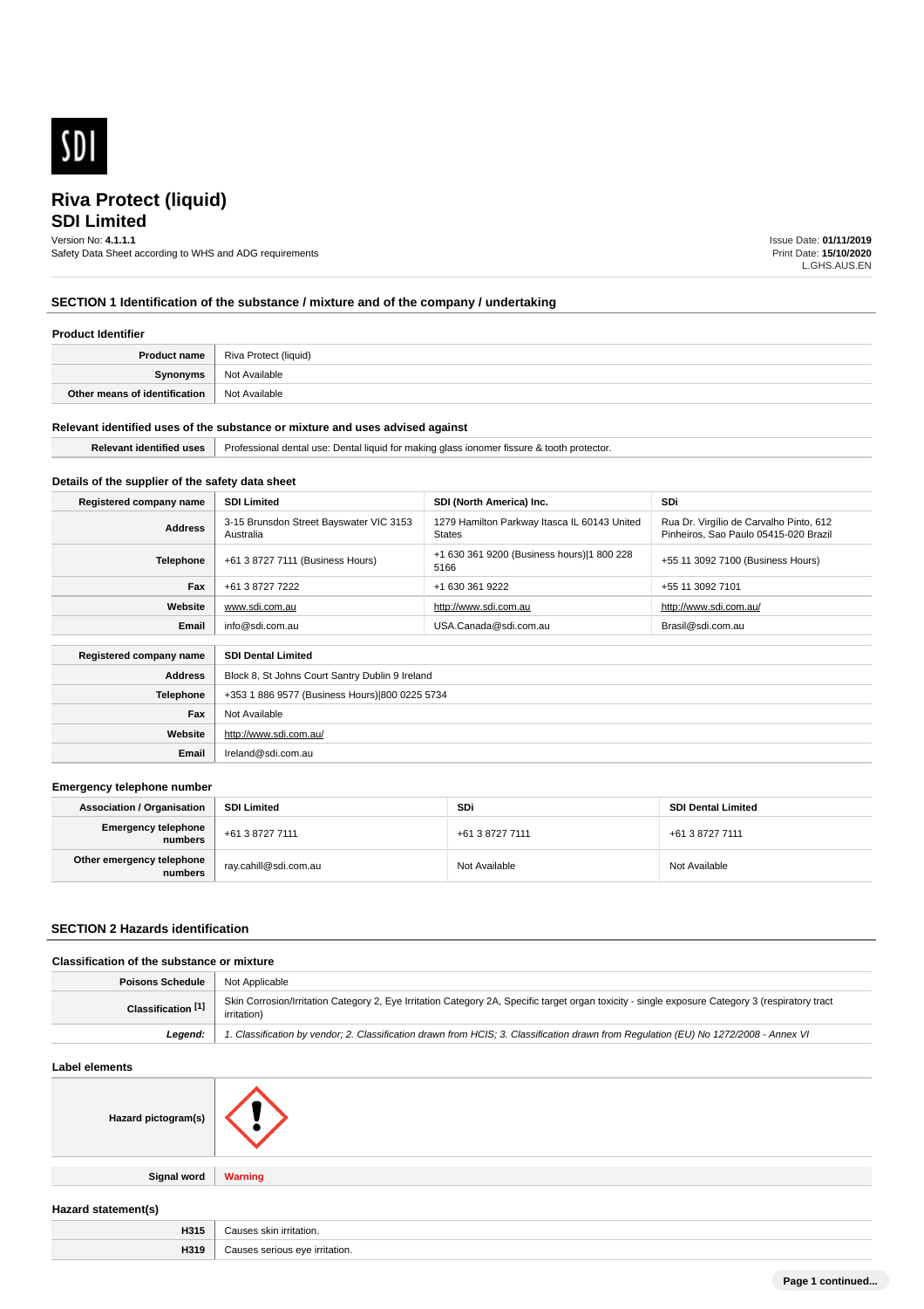SDI

# Riva Protect (liquid)
## SDI Limited

Version No: **4.1.1.1**
Safety Data Sheet according to WHS and ADG requirements

Issue Date: **01/11/2019**
Print Date: **15/10/2020**
L.GHS.AUS.EN

## SECTION 1 Identification of the substance / mixture and of the company / undertaking

### Product Identifier

| | |
|---|---|
| **Product name** | Riva Protect (liquid) |
| **Synonyms** | Not Available |
| **Other means of identification** | Not Available |

### Relevant identified uses of the substance or mixture and uses advised against

| | |
|---|---|
| **Relevant identified uses** | Professional dental use: Dental liquid for making glass ionomer fissure & tooth protector. |

### Details of the supplier of the safety data sheet

| **Registered company name** | **SDI Limited** | **SDI (North America) Inc.** | **SDi** |
|---|---|---|---|
| **Address** | 3-15 Brunsdon Street Bayswater VIC 3153 Australia | 1279 Hamilton Parkway Itasca IL 60143 United States | Rua Dr. Virgílio de Carvalho Pinto, 612 Pinheiros, Sao Paulo 05415-020 Brazil |
| **Telephone** | +61 3 8727 7111 (Business Hours) | +1 630 361 9200 (Business hours)\|1 800 228 5166 | +55 11 3092 7100 (Business Hours) |
| **Fax** | +61 3 8727 7222 | +1 630 361 9222 | +55 11 3092 7101 |
| **Website** | www.sdi.com.au | http://www.sdi.com.au | http://www.sdi.com.au/ |
| **Email** | info@sdi.com.au | USA.Canada@sdi.com.au | Brasil@sdi.com.au |

| **Registered company name** | **SDI Dental Limited** |
|---|---|
| **Address** | Block 8, St Johns Court Santry Dublin 9 Ireland |
| **Telephone** | +353 1 886 9577 (Business Hours)\|800 0225 5734 |
| **Fax** | Not Available |
| **Website** | http://www.sdi.com.au/ |
| **Email** | Ireland@sdi.com.au |

### Emergency telephone number

| **Association / Organisation** | **SDI Limited** | **SDi** | **SDI Dental Limited** |
|---|---|---|---|
| **Emergency telephone numbers** | +61 3 8727 7111 | +61 3 8727 7111 | +61 3 8727 7111 |
| **Other emergency telephone numbers** | ray.cahill@sdi.com.au | Not Available | Not Available |

## SECTION 2 Hazards identification

### Classification of the substance or mixture

| | |
|---|---|
| **Poisons Schedule** | Not Applicable |
| **Classification [1]** | Skin Corrosion/Irritation Category 2, Eye Irritation Category 2A, Specific target organ toxicity - single exposure Category 3 (respiratory tract irritation) |
| ***Legend:*** | *1. Classification by vendor; 2. Classification drawn from HCIS; 3. Classification drawn from Regulation (EU) No 1272/2008 - Annex VI* |

### Label elements

| | |
|---|---|
| **Hazard pictogram(s)** | |
| **Signal word** | **Warning** |

### Hazard statement(s)

| | |
|---|---|
| **H315** | Causes skin irritation. |
| **H319** | Causes serious eye irritation. |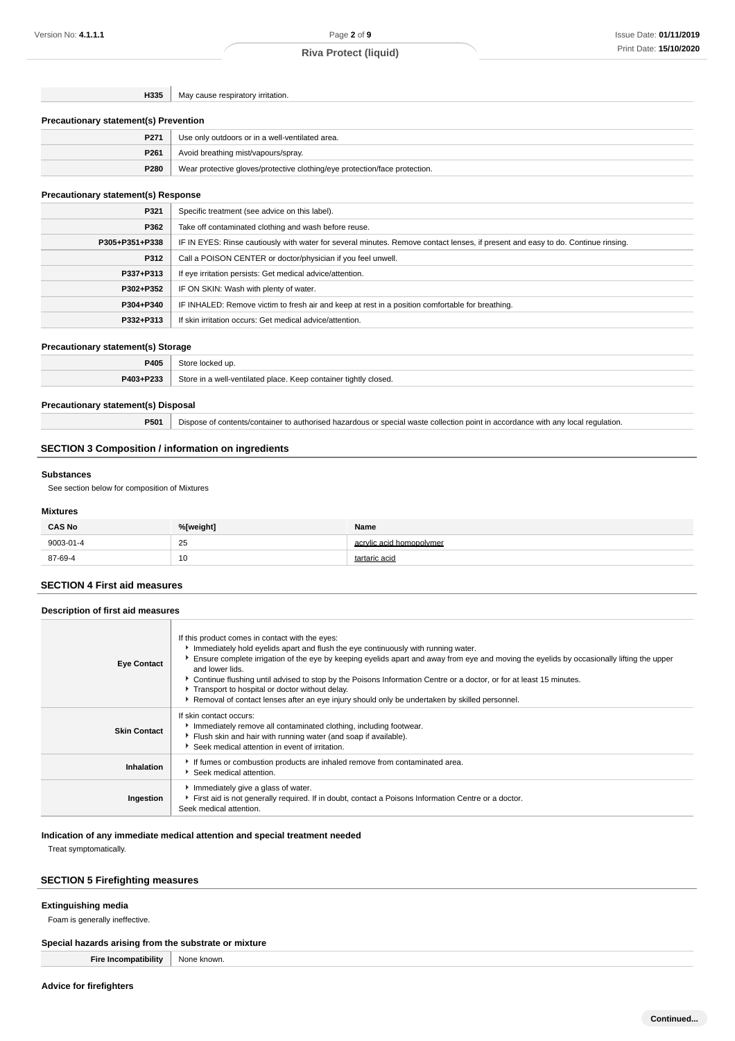| | |
|---|---|
| **H335** | May cause respiratory irritation. |

### Precautionary statement(s) Prevention

| | |
|---|---|
| **P271** | Use only outdoors or in a well-ventilated area. |
| **P261** | Avoid breathing mist/vapours/spray. |
| **P280** | Wear protective gloves/protective clothing/eye protection/face protection. |

### Precautionary statement(s) Response

| | |
|---|---|
| **P321** | Specific treatment (see advice on this label). |
| **P362** | Take off contaminated clothing and wash before reuse. |
| **P305+P351+P338** | IF IN EYES: Rinse cautiously with water for several minutes. Remove contact lenses, if present and easy to do. Continue rinsing. |
| **P312** | Call a POISON CENTER or doctor/physician if you feel unwell. |
| **P337+P313** | If eye irritation persists: Get medical advice/attention. |
| **P302+P352** | IF ON SKIN: Wash with plenty of water. |
| **P304+P340** | IF INHALED: Remove victim to fresh air and keep at rest in a position comfortable for breathing. |
| **P332+P313** | If skin irritation occurs: Get medical advice/attention. |

### Precautionary statement(s) Storage

| | |
|---|---|
| **P405** | Store locked up. |
| **P403+P233** | Store in a well-ventilated place. Keep container tightly closed. |

### Precautionary statement(s) Disposal

| | |
|---|---|
| **P501** | Dispose of contents/container to authorised hazardous or special waste collection point in accordance with any local regulation. |

## SECTION 3 Composition / information on ingredients

### Substances

See section below for composition of Mixtures

### Mixtures

| CAS No | %[weight] | Name |
|---|---|---|
| 9003-01-4 | 25 | acrylic acid homopolymer |
| 87-69-4 | 10 | tartaric acid |

## SECTION 4 First aid measures

### Description of first aid measures

| | |
|---|---|
| **Eye Contact** | If this product comes in contact with the eyes:<br>▸ Immediately hold eyelids apart and flush the eye continuously with running water.<br>▸ Ensure complete irrigation of the eye by keeping eyelids apart and away from eye and moving the eyelids by occasionally lifting the upper and lower lids.<br>▸ Continue flushing until advised to stop by the Poisons Information Centre or a doctor, or for at least 15 minutes.<br>▸ Transport to hospital or doctor without delay.<br>▸ Removal of contact lenses after an eye injury should only be undertaken by skilled personnel. |
| **Skin Contact** | If skin contact occurs:<br>▸ Immediately remove all contaminated clothing, including footwear.<br>▸ Flush skin and hair with running water (and soap if available).<br>▸ Seek medical attention in event of irritation. |
| **Inhalation** | ▸ If fumes or combustion products are inhaled remove from contaminated area.<br>▸ Seek medical attention. |
| **Ingestion** | ▸ Immediately give a glass of water.<br>▸ First aid is not generally required. If in doubt, contact a Poisons Information Centre or a doctor.<br>Seek medical attention. |

### Indication of any immediate medical attention and special treatment needed

Treat symptomatically.

## SECTION 5 Firefighting measures

### Extinguishing media

Foam is generally ineffective.

### Special hazards arising from the substrate or mixture

| | |
|---|---|
| **Fire Incompatibility** | None known. |

### Advice for firefighters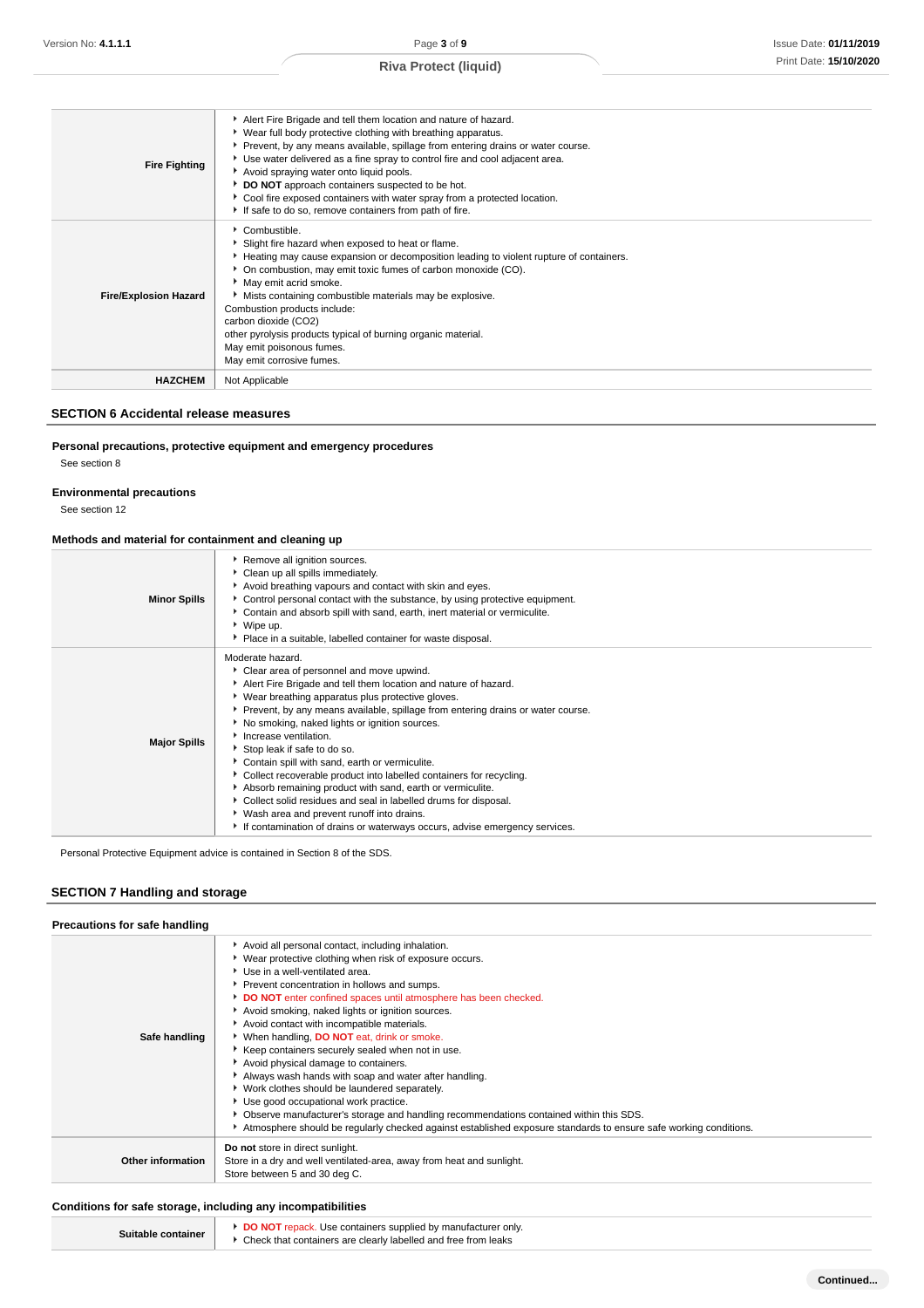| | |
|---|---|
| **Fire Fighting** | - Alert Fire Brigade and tell them location and nature of hazard.<br>- Wear full body protective clothing with breathing apparatus.<br>- Prevent, by any means available, spillage from entering drains or water course.<br>- Use water delivered as a fine spray to control fire and cool adjacent area.<br>- Avoid spraying water onto liquid pools.<br>- **DO NOT** approach containers suspected to be hot.<br>- Cool fire exposed containers with water spray from a protected location.<br>- If safe to do so, remove containers from path of fire. |
| **Fire/Explosion Hazard** | - Combustible.<br>- Slight fire hazard when exposed to heat or flame.<br>- Heating may cause expansion or decomposition leading to violent rupture of containers.<br>- On combustion, may emit toxic fumes of carbon monoxide (CO).<br>- May emit acrid smoke.<br>- Mists containing combustible materials may be explosive.<br>Combustion products include:<br>carbon dioxide ($CO_2$)<br>other pyrolysis products typical of burning organic material.<br>May emit poisonous fumes.<br>May emit corrosive fumes. |
| **HAZCHEM** | Not Applicable |

## SECTION 6 Accidental release measures

### Personal precautions, protective equipment and emergency procedures

See section 8

### Environmental precautions

See section 12

### Methods and material for containment and cleaning up

| | |
|---|---|
| **Minor Spills** | - Remove all ignition sources.<br>- Clean up all spills immediately.<br>- Avoid breathing vapours and contact with skin and eyes.<br>- Control personal contact with the substance, by using protective equipment.<br>- Contain and absorb spill with sand, earth, inert material or vermiculite.<br>- Wipe up.<br>- Place in a suitable, labelled container for waste disposal. |
| **Major Spills** | Moderate hazard.<br>- Clear area of personnel and move upwind.<br>- Alert Fire Brigade and tell them location and nature of hazard.<br>- Wear breathing apparatus plus protective gloves.<br>- Prevent, by any means available, spillage from entering drains or water course.<br>- No smoking, naked lights or ignition sources.<br>- Increase ventilation.<br>- Stop leak if safe to do so.<br>- Contain spill with sand, earth or vermiculite.<br>- Collect recoverable product into labelled containers for recycling.<br>- Absorb remaining product with sand, earth or vermiculite.<br>- Collect solid residues and seal in labelled drums for disposal.<br>- Wash area and prevent runoff into drains.<br>- If contamination of drains or waterways occurs, advise emergency services. |

Personal Protective Equipment advice is contained in Section 8 of the SDS.

## SECTION 7 Handling and storage

### Precautions for safe handling

| | |
|---|---|
| **Safe handling** | - Avoid all personal contact, including inhalation.<br>- Wear protective clothing when risk of exposure occurs.<br>- Use in a well-ventilated area.<br>- Prevent concentration in hollows and sumps.<br>- **DO NOT** enter confined spaces until atmosphere has been checked.<br>- Avoid smoking, naked lights or ignition sources.<br>- Avoid contact with incompatible materials.<br>- When handling, **DO NOT** eat, drink or smoke.<br>- Keep containers securely sealed when not in use.<br>- Avoid physical damage to containers.<br>- Always wash hands with soap and water after handling.<br>- Work clothes should be laundered separately.<br>- Use good occupational work practice.<br>- Observe manufacturer's storage and handling recommendations contained within this SDS.<br>- Atmosphere should be regularly checked against established exposure standards to ensure safe working conditions. |
| **Other information** | **Do not** store in direct sunlight.<br>Store in a dry and well ventilated-area, away from heat and sunlight.<br>Store between 5 and 30 deg C. |

### Conditions for safe storage, including any incompatibilities

| | |
|---|---|
| **Suitable container** | - **DO NOT** repack. Use containers supplied by manufacturer only.<br>- Check that containers are clearly labelled and free from leaks |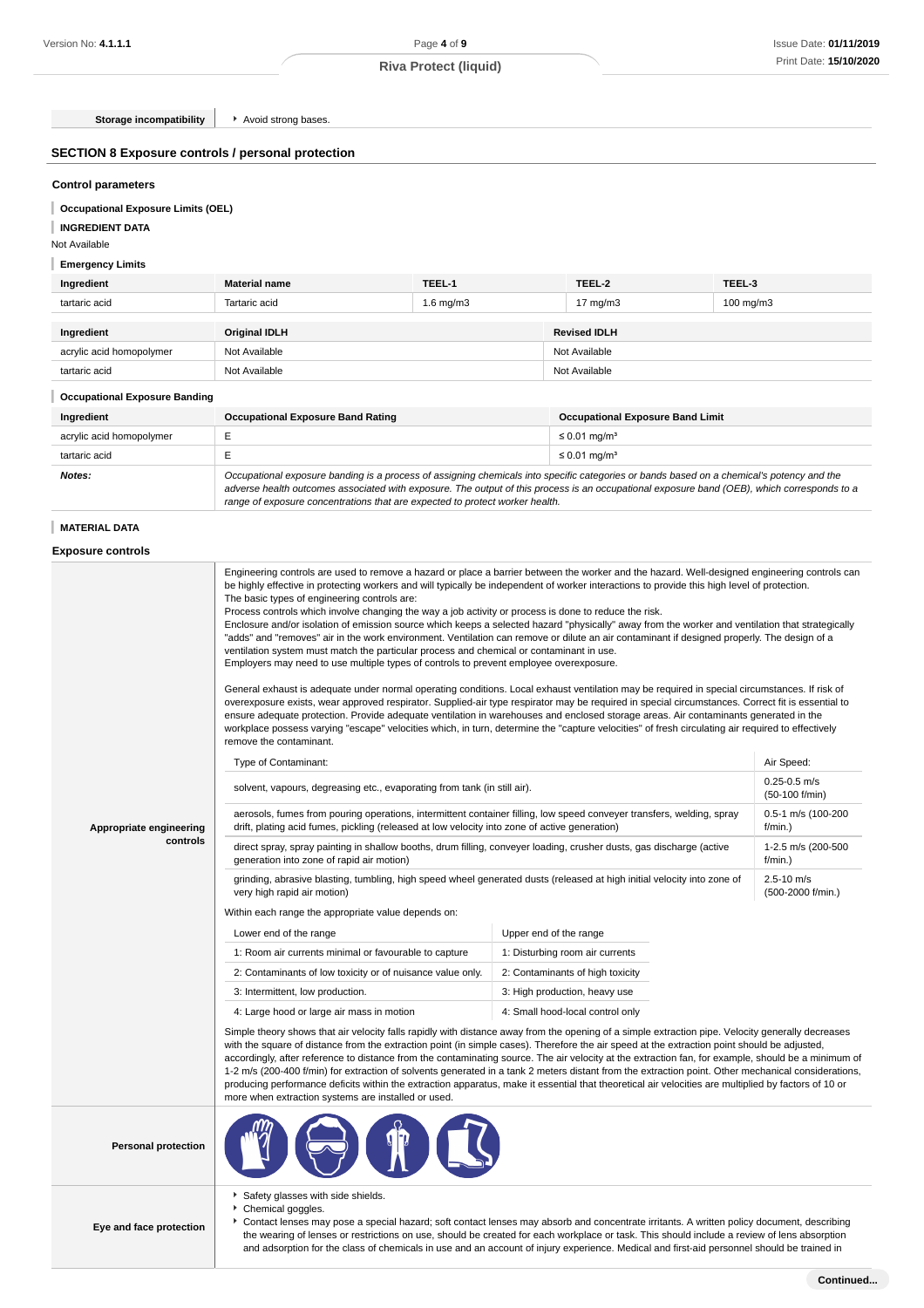| Storage incompatibility | Avoid strong bases. |
|---|---|

## SECTION 8 Exposure controls / personal protection

### Control parameters

**Occupational Exposure Limits (OEL)**

**INGREDIENT DATA**

Not Available

**Emergency Limits**

| Ingredient | Material name | TEEL-1 | TEEL-2 | TEEL-3 |
|---|---|---|---|---|
| tartaric acid | Tartaric acid | 1.6 mg/m3 | 17 mg/m3 | 100 mg/m3 |

| Ingredient | Original IDLH | Revised IDLH |
|---|---|---|
| acrylic acid homopolymer | Not Available | Not Available |
| tartaric acid | Not Available | Not Available |

**Occupational Exposure Banding**

| Ingredient | Occupational Exposure Band Rating | Occupational Exposure Band Limit |
|---|---|---|
| acrylic acid homopolymer | E | ≤ 0.01 mg/m³ |
| tartaric acid | E | ≤ 0.01 mg/m³ |
| ***Notes:*** | *Occupational exposure banding is a process of assigning chemicals into specific categories or bands based on a chemical's potency and the adverse health outcomes associated with exposure. The output of this process is an occupational exposure band (OEB), which corresponds to a range of exposure concentrations that are expected to protect worker health.* | |

**MATERIAL DATA**

### Exposure controls

**Appropriate engineering controls**

Engineering controls are used to remove a hazard or place a barrier between the worker and the hazard. Well-designed engineering controls can be highly effective in protecting workers and will typically be independent of worker interactions to provide this high level of protection.
The basic types of engineering controls are:
Process controls which involve changing the way a job activity or process is done to reduce the risk.
Enclosure and/or isolation of emission source which keeps a selected hazard "physically" away from the worker and ventilation that strategically "adds" and "removes" air in the work environment. Ventilation can remove or dilute an air contaminant if designed properly. The design of a ventilation system must match the particular process and chemical or contaminant in use.
Employers may need to use multiple types of controls to prevent employee overexposure.

General exhaust is adequate under normal operating conditions. Local exhaust ventilation may be required in special circumstances. If risk of overexposure exists, wear approved respirator. Supplied-air type respirator may be required in special circumstances. Correct fit is essential to ensure adequate protection. Provide adequate ventilation in warehouses and enclosed storage areas. Air contaminants generated in the workplace possess varying "escape" velocities which, in turn, determine the "capture velocities" of fresh circulating air required to effectively remove the contaminant.

| Type of Contaminant: | Air Speed: |
|---|---|
| solvent, vapours, degreasing etc., evaporating from tank (in still air). | 0.25-0.5 m/s (50-100 f/min) |
| aerosols, fumes from pouring operations, intermittent container filling, low speed conveyer transfers, welding, spray drift, plating acid fumes, pickling (released at low velocity into zone of active generation) | 0.5-1 m/s (100-200 f/min.) |
| direct spray, spray painting in shallow booths, drum filling, conveyer loading, crusher dusts, gas discharge (active generation into zone of rapid air motion) | 1-2.5 m/s (200-500 f/min.) |
| grinding, abrasive blasting, tumbling, high speed wheel generated dusts (released at high initial velocity into zone of very high rapid air motion) | 2.5-10 m/s (500-2000 f/min.) |

Within each range the appropriate value depends on:

| Lower end of the range | Upper end of the range |
|---|---|
| 1: Room air currents minimal or favourable to capture | 1: Disturbing room air currents |
| 2: Contaminants of low toxicity or of nuisance value only. | 2: Contaminants of high toxicity |
| 3: Intermittent, low production. | 3: High production, heavy use |
| 4: Large hood or large air mass in motion | 4: Small hood-local control only |

Simple theory shows that air velocity falls rapidly with distance away from the opening of a simple extraction pipe. Velocity generally decreases with the square of distance from the extraction point (in simple cases). Therefore the air speed at the extraction point should be adjusted, accordingly, after reference to distance from the contaminating source. The air velocity at the extraction fan, for example, should be a minimum of 1-2 m/s (200-400 f/min) for extraction of solvents generated in a tank 2 meters distant from the extraction point. Other mechanical considerations, producing performance deficits within the extraction apparatus, make it essential that theoretical air velocities are multiplied by factors of 10 or more when extraction systems are installed or used.

**Personal protection**

**Eye and face protection**

- Safety glasses with side shields.
- Chemical goggles.
- Contact lenses may pose a special hazard; soft contact lenses may absorb and concentrate irritants. A written policy document, describing the wearing of lenses or restrictions on use, should be created for each workplace or task. This should include a review of lens absorption and adsorption for the class of chemicals in use and an account of injury experience. Medical and first-aid personnel should be trained in

Continued...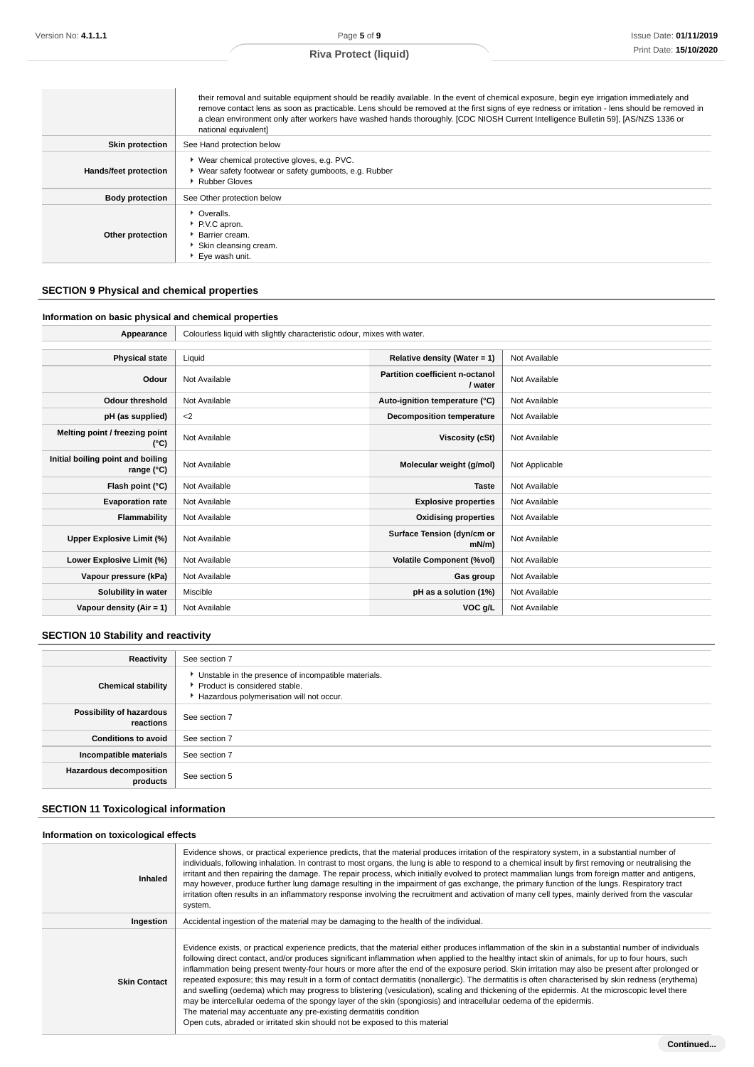|  | their removal and suitable equipment should be readily available. In the event of chemical exposure, begin eye irrigation immediately and remove contact lens as soon as practicable. Lens should be removed at the first signs of eye redness or irritation - lens should be removed in a clean environment only after workers have washed hands thoroughly. [CDC NIOSH Current Intelligence Bulletin 59], [AS/NZS 1336 or national equivalent] |
|---|---|
| **Skin protection** | See Hand protection below |
| **Hands/feet protection** | ▸ Wear chemical protective gloves, e.g. PVC.<br>▸ Wear safety footwear or safety gumboots, e.g. Rubber<br>▸ Rubber Gloves |
| **Body protection** | See Other protection below |
| **Other protection** | ▸ Overalls.<br>▸ P.V.C apron.<br>▸ Barrier cream.<br>▸ Skin cleansing cream.<br>▸ Eye wash unit. |

## SECTION 9 Physical and chemical properties

### Information on basic physical and chemical properties

| **Appearance** | Colourless liquid with slightly characteristic odour, mixes with water. | | |
|---|---|---|---|
| **Physical state** | Liquid | **Relative density (Water = 1)** | Not Available |
| **Odour** | Not Available | **Partition coefficient n-octanol / water** | Not Available |
| **Odour threshold** | Not Available | **Auto-ignition temperature (°C)** | Not Available |
| **pH (as supplied)** | <2 | **Decomposition temperature** | Not Available |
| **Melting point / freezing point (°C)** | Not Available | **Viscosity (cSt)** | Not Available |
| **Initial boiling point and boiling range (°C)** | Not Available | **Molecular weight (g/mol)** | Not Applicable |
| **Flash point (°C)** | Not Available | **Taste** | Not Available |
| **Evaporation rate** | Not Available | **Explosive properties** | Not Available |
| **Flammability** | Not Available | **Oxidising properties** | Not Available |
| **Upper Explosive Limit (%)** | Not Available | **Surface Tension (dyn/cm or mN/m)** | Not Available |
| **Lower Explosive Limit (%)** | Not Available | **Volatile Component (%vol)** | Not Available |
| **Vapour pressure (kPa)** | Not Available | **Gas group** | Not Available |
| **Solubility in water** | Miscible | **pH as a solution (1%)** | Not Available |
| **Vapour density (Air = 1)** | Not Available | **VOC g/L** | Not Available |

## SECTION 10 Stability and reactivity

| **Reactivity** | See section 7 |
|---|---|
| **Chemical stability** | ▸ Unstable in the presence of incompatible materials.<br>▸ Product is considered stable.<br>▸ Hazardous polymerisation will not occur. |
| **Possibility of hazardous reactions** | See section 7 |
| **Conditions to avoid** | See section 7 |
| **Incompatible materials** | See section 7 |
| **Hazardous decomposition products** | See section 5 |

## SECTION 11 Toxicological information

### Information on toxicological effects

| **Inhaled** | Evidence shows, or practical experience predicts, that the material produces irritation of the respiratory system, in a substantial number of individuals, following inhalation. In contrast to most organs, the lung is able to respond to a chemical insult by first removing or neutralising the irritant and then repairing the damage. The repair process, which initially evolved to protect mammalian lungs from foreign matter and antigens, may however, produce further lung damage resulting in the impairment of gas exchange, the primary function of the lungs. Respiratory tract irritation often results in an inflammatory response involving the recruitment and activation of many cell types, mainly derived from the vascular system. |
|---|---|
| **Ingestion** | Accidental ingestion of the material may be damaging to the health of the individual. |
| **Skin Contact** | Evidence exists, or practical experience predicts, that the material either produces inflammation of the skin in a substantial number of individuals following direct contact, and/or produces significant inflammation when applied to the healthy intact skin of animals, for up to four hours, such inflammation being present twenty-four hours or more after the end of the exposure period. Skin irritation may also be present after prolonged or repeated exposure; this may result in a form of contact dermatitis (nonallergic). The dermatitis is often characterised by skin redness (erythema) and swelling (oedema) which may progress to blistering (vesiculation), scaling and thickening of the epidermis. At the microscopic level there may be intercellular oedema of the spongy layer of the skin (spongiosis) and intracellular oedema of the epidermis.<br>The material may accentuate any pre-existing dermatitis condition<br>Open cuts, abraded or irritated skin should not be exposed to this material |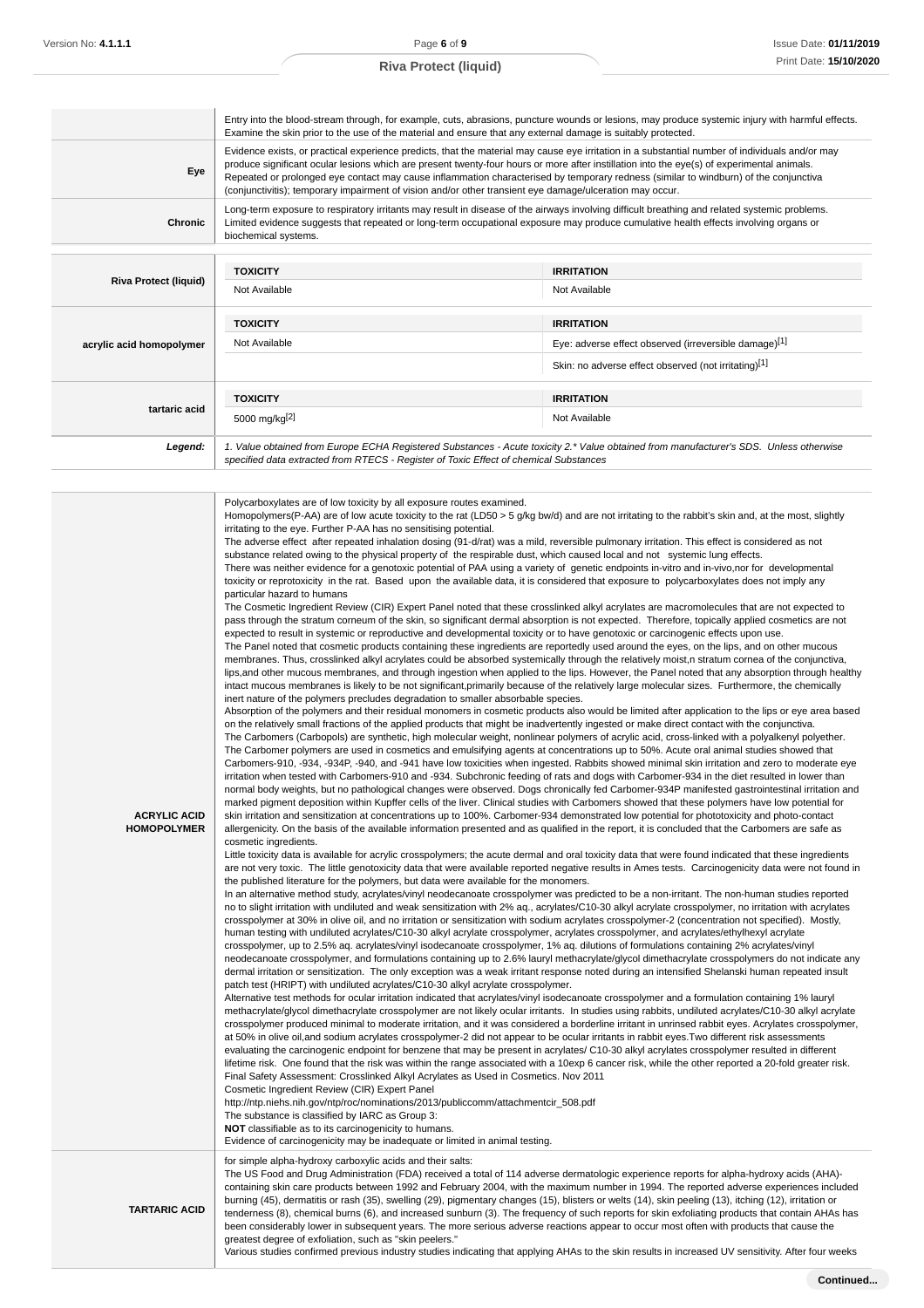| | |
|---|---|
| | Entry into the blood-stream through, for example, cuts, abrasions, puncture wounds or lesions, may produce systemic injury with harmful effects. Examine the skin prior to the use of the material and ensure that any external damage is suitably protected. |
| **Eye** | Evidence exists, or practical experience predicts, that the material may cause eye irritation in a substantial number of individuals and/or may produce significant ocular lesions which are present twenty-four hours or more after instillation into the eye(s) of experimental animals. Repeated or prolonged eye contact may cause inflammation characterised by temporary redness (similar to windburn) of the conjunctiva (conjunctivitis); temporary impairment of vision and/or other transient eye damage/ulceration may occur. |
| **Chronic** | Long-term exposure to respiratory irritants may result in disease of the airways involving difficult breathing and related systemic problems. Limited evidence suggests that repeated or long-term occupational exposure may produce cumulative health effects involving organs or biochemical systems. |

| | TOXICITY | IRRITATION |
|---|---|---|
| **Riva Protect (liquid)** | Not Available | Not Available |
| **acrylic acid homopolymer** | Not Available | Eye: adverse effect observed (irreversible damage)[1] |
| | | Skin: no adverse effect observed (not irritating)[1] |
| **tartaric acid** | 5000 mg/kg[2] | Not Available |
| ***Legend:*** | *1. Value obtained from Europe ECHA Registered Substances - Acute toxicity 2.* Value obtained from manufacturer's SDS. Unless otherwise specified data extracted from RTECS - Register of Toxic Effect of chemical Substances* | |

| | |
|---|---|
| **ACRYLIC ACID HOMOPOLYMER** | Polycarboxylates are of low toxicity by all exposure routes examined.<br>Homopolymers(P-AA) are of low acute toxicity to the rat (LD50 > 5 g/kg bw/d) and are not irritating to the rabbit's skin and, at the most, slightly irritating to the eye. Further P-AA has no sensitising potential.<br>The adverse effect after repeated inhalation dosing (91-d/rat) was a mild, reversible pulmonary irritation. This effect is considered as not substance related owing to the physical property of the respirable dust, which caused local and not systemic lung effects.<br>There was neither evidence for a genotoxic potential of PAA using a variety of genetic endpoints in-vitro and in-vivo,nor for developmental toxicity or reprotoxicity in the rat. Based upon the available data, it is considered that exposure to polycarboxylates does not imply any particular hazard to humans<br>The Cosmetic Ingredient Review (CIR) Expert Panel noted that these crosslinked alkyl acrylates are macromolecules that are not expected to pass through the stratum corneum of the skin, so significant dermal absorption is not expected. Therefore, topically applied cosmetics are not expected to result in systemic or reproductive and developmental toxicity or to have genotoxic or carcinogenic effects upon use.<br>The Panel noted that cosmetic products containing these ingredients are reportedly used around the eyes, on the lips, and on other mucous membranes. Thus, crosslinked alkyl acrylates could be absorbed systemically through the relatively moist,n stratum cornea of the conjunctiva, lips,and other mucous membranes, and through ingestion when applied to the lips. However, the Panel noted that any absorption through healthy intact mucous membranes is likely to be not significant,primarily because of the relatively large molecular sizes. Furthermore, the chemically inert nature of the polymers precludes degradation to smaller absorbable species.<br>Absorption of the polymers and their residual monomers in cosmetic products also would be limited after application to the lips or eye area based on the relatively small fractions of the applied products that might be inadvertently ingested or make direct contact with the conjunctiva.<br>The Carbomers (Carbopols) are synthetic, high molecular weight, nonlinear polymers of acrylic acid, cross-linked with a polyalkenyl polyether. The Carbomer polymers are used in cosmetics and emulsifying agents at concentrations up to 50%. Acute oral animal studies showed that Carbomers-910, -934, -934P, -940, and -941 have low toxicities when ingested. Rabbits showed minimal skin irritation and zero to moderate eye irritation when tested with Carbomers-910 and -934. Subchronic feeding of rats and dogs with Carbomer-934 in the diet resulted in lower than normal body weights, but no pathological changes were observed. Dogs chronically fed Carbomer-934P manifested gastrointestinal irritation and marked pigment deposition within Kupffer cells of the liver. Clinical studies with Carbomers showed that these polymers have low potential for skin irritation and sensitization at concentrations up to 100%. Carbomer-934 demonstrated low potential for phototoxicity and photo-contact allergenicity. On the basis of the available information presented and as qualified in the report, it is concluded that the Carbomers are safe as cosmetic ingredients.<br>Little toxicity data is available for acrylic crosspolymers; the acute dermal and oral toxicity data that were found indicated that these ingredients are not very toxic. The little genotoxicity data that were available reported negative results in Ames tests. Carcinogenicity data were not found in the published literature for the polymers, but data were available for the monomers.<br>In an alternative method study, acrylates/vinyl neodecanoate crosspolymer was predicted to be a non-irritant. The non-human studies reported no to slight irritation with undiluted and weak sensitization with 2% aq., acrylates/C10-30 alkyl acrylate crosspolymer, no irritation with acrylates crosspolymer at 30% in olive oil, and no irritation or sensitization with sodium acrylates crosspolymer-2 (concentration not specified). Mostly, human testing with undiluted acrylates/C10-30 alkyl acrylate crosspolymer, acrylates crosspolymer, and acrylates/ethylhexyl acrylate crosspolymer, up to 2.5% aq. acrylates/vinyl isodecanoate crosspolymer, 1% aq. dilutions of formulations containing 2% acrylates/vinyl neodecanoate crosspolymer, and formulations containing up to 2.6% lauryl methacrylate/glycol dimethacrylate crosspolymers do not indicate any dermal irritation or sensitization. The only exception was a weak irritant response noted during an intensified Shelanski human repeated insult patch test (HRIPT) with undiluted acrylates/C10-30 alkyl acrylate crosspolymer.<br>Alternative test methods for ocular irritation indicated that acrylates/vinyl isodecanoate crosspolymer and a formulation containing 1% lauryl methacrylate/glycol dimethacrylate crosspolymer are not likely ocular irritants. In studies using rabbits, undiluted acrylates/C10-30 alkyl acrylate crosspolymer produced minimal to moderate irritation, and it was considered a borderline irritant in unrinsed rabbit eyes. Acrylates crosspolymer, at 50% in olive oil,and sodium acrylates crosspolymer-2 did not appear to be ocular irritants in rabbit eyes.Two different risk assessments evaluating the carcinogenic endpoint for benzene that may be present in acrylates/ C10-30 alkyl acrylates crosspolymer resulted in different lifetime risk. One found that the risk was within the range associated with a 10exp 6 cancer risk, while the other reported a 20-fold greater risk.<br>Final Safety Assessment: Crosslinked Alkyl Acrylates as Used in Cosmetics. Nov 2011<br>Cosmetic Ingredient Review (CIR) Expert Panel<br>http://ntp.niehs.nih.gov/ntp/roc/nominations/2013/publiccomm/attachmentcir_508.pdf<br>The substance is classified by IARC as Group 3:<br>**NOT** classifiable as to its carcinogenicity to humans.<br>Evidence of carcinogenicity may be inadequate or limited in animal testing. |
| **TARTARIC ACID** | for simple alpha-hydroxy carboxylic acids and their salts:<br>The US Food and Drug Administration (FDA) received a total of 114 adverse dermatologic experience reports for alpha-hydroxy acids (AHA)-containing skin care products between 1992 and February 2004, with the maximum number in 1994. The reported adverse experiences included burning (45), dermatitis or rash (35), swelling (29), pigmentary changes (15), blisters or welts (14), skin peeling (13), itching (12), irritation or tenderness (8), chemical burns (6), and increased sunburn (3). The frequency of such reports for skin exfoliating products that contain AHAs has been considerably lower in subsequent years. The more serious adverse reactions appear to occur most often with products that cause the greatest degree of exfoliation, such as "skin peelers."<br>Various studies confirmed previous industry studies indicating that applying AHAs to the skin results in increased UV sensitivity. After four weeks |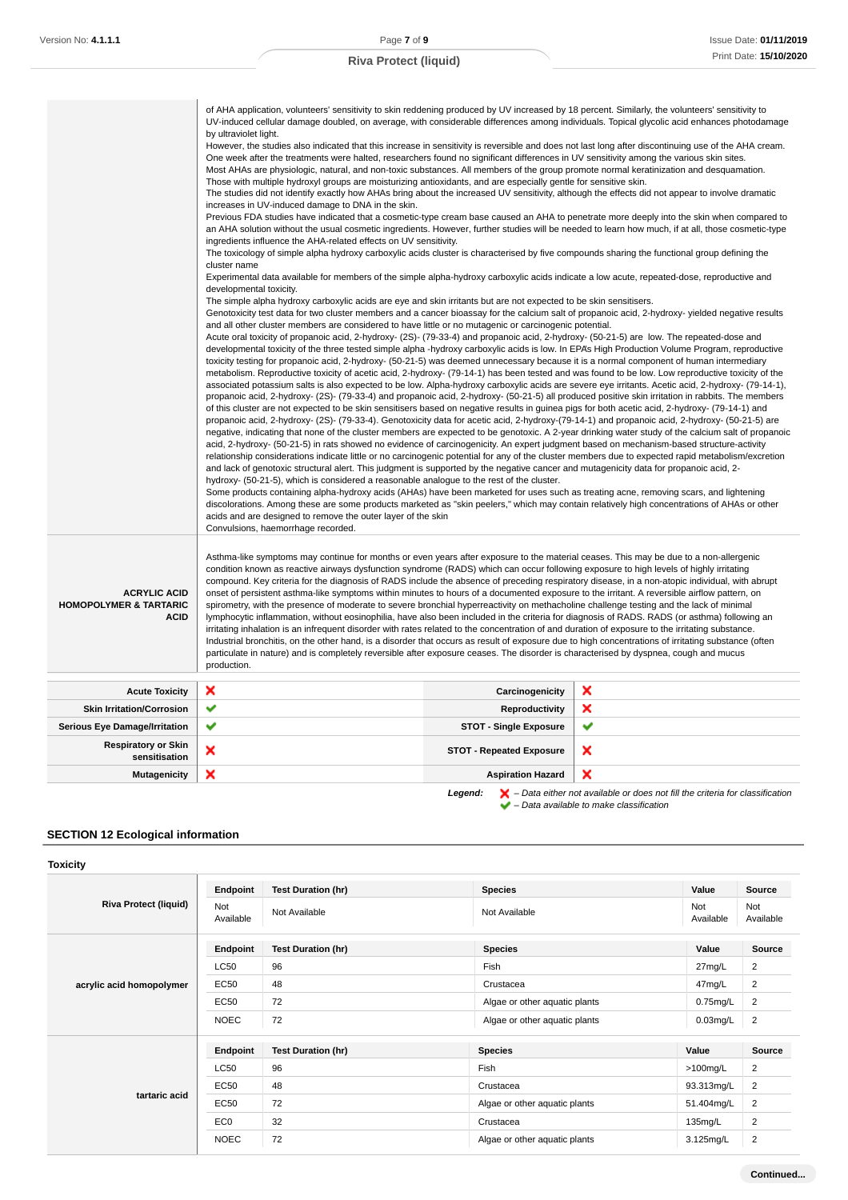| | |
|---|---|
| | of AHA application, volunteers' sensitivity to skin reddening produced by UV increased by 18 percent. Similarly, the volunteers' sensitivity to UV-induced cellular damage doubled, on average, with considerable differences among individuals. Topical glycolic acid enhances photodamage by ultraviolet light.<br>However, the studies also indicated that this increase in sensitivity is reversible and does not last long after discontinuing use of the AHA cream. One week after the treatments were halted, researchers found no significant differences in UV sensitivity among the various skin sites.<br>Most AHAs are physiologic, natural, and non-toxic substances. All members of the group promote normal keratinization and desquamation. Those with multiple hydroxyl groups are moisturizing antioxidants, and are especially gentle for sensitive skin.<br>The studies did not identify exactly how AHAs bring about the increased UV sensitivity, although the effects did not appear to involve dramatic increases in UV-induced damage to DNA in the skin.<br>Previous FDA studies have indicated that a cosmetic-type cream base caused an AHA to penetrate more deeply into the skin when compared to an AHA solution without the usual cosmetic ingredients. However, further studies will be needed to learn how much, if at all, those cosmetic-type ingredients influence the AHA-related effects on UV sensitivity.<br>The toxicology of simple alpha hydroxy carboxylic acids cluster is characterised by five compounds sharing the functional group defining the cluster name<br>Experimental data available for members of the simple alpha-hydroxy carboxylic acids indicate a low acute, repeated-dose, reproductive and developmental toxicity.<br>The simple alpha hydroxy carboxylic acids are eye and skin irritants but are not expected to be skin sensitisers.<br>Genotoxicity test data for two cluster members and a cancer bioassay for the calcium salt of propanoic acid, 2-hydroxy- yielded negative results and all other cluster members are considered to have little or no mutagenic or carcinogenic potential.<br>Acute oral toxicity of propanoic acid, 2-hydroxy- (2S)- (79-33-4) and propanoic acid, 2-hydroxy- (50-21-5) are low. The repeated-dose and developmental toxicity of the three tested simple alpha -hydroxy carboxylic acids is low. In EPAs High Production Volume Program, reproductive toxicity testing for propanoic acid, 2-hydroxy- (50-21-5) was deemed unnecessary because it is a normal component of human intermediary metabolism. Reproductive toxicity of acetic acid, 2-hydroxy- (79-14-1) has been tested and was found to be low. Low reproductive toxicity of the associated potassium salts is also expected to be low. Alpha-hydroxy carboxylic acids are severe eye irritants. Acetic acid, 2-hydroxy- (79-14-1), propanoic acid, 2-hydroxy- (2S)- (79-33-4) and propanoic acid, 2-hydroxy- (50-21-5) all produced positive skin irritation in rabbits. The members of this cluster are not expected to be skin sensitisers based on negative results in guinea pigs for both acetic acid, 2-hydroxy- (79-14-1) and propanoic acid, 2-hydroxy- (2S)- (79-33-4). Genotoxicity data for acetic acid, 2-hydroxy-(79-14-1) and propanoic acid, 2-hydroxy- (50-21-5) are negative, indicating that none of the cluster members are expected to be genotoxic. A 2-year drinking water study of the calcium salt of propanoic acid, 2-hydroxy- (50-21-5) in rats showed no evidence of carcinogenicity. An expert judgment based on mechanism-based structure-activity relationship considerations indicate little or no carcinogenic potential for any of the cluster members due to expected rapid metabolism/excretion and lack of genotoxic structural alert. This judgment is supported by the negative cancer and mutagenicity data for propanoic acid, 2-hydroxy- (50-21-5), which is considered a reasonable analogue to the rest of the cluster.<br>Some products containing alpha-hydroxy acids (AHAs) have been marketed for uses such as treating acne, removing scars, and lightening discolorations. Among these are some products marketed as "skin peelers," which may contain relatively high concentrations of AHAs or other acids and are designed to remove the outer layer of the skin<br>Convulsions, haemorrhage recorded. |
| **ACRYLIC ACID HOMOPOLYMER & TARTARIC ACID** | Asthma-like symptoms may continue for months or even years after exposure to the material ceases. This may be due to a non-allergenic condition known as reactive airways dysfunction syndrome (RADS) which can occur following exposure to high levels of highly irritating compound. Key criteria for the diagnosis of RADS include the absence of preceding respiratory disease, in a non-atopic individual, with abrupt onset of persistent asthma-like symptoms within minutes to hours of a documented exposure to the irritant. A reversible airflow pattern, on spirometry, with the presence of moderate to severe bronchial hyperreactivity on methacholine challenge testing and the lack of minimal lymphocytic inflammation, without eosinophilia, have also been included in the criteria for diagnosis of RADS. RADS (or asthma) following an irritating inhalation is an infrequent disorder with rates related to the concentration of and duration of exposure to the irritating substance. Industrial bronchitis, on the other hand, is a disorder that occurs as result of exposure due to high concentrations of irritating substance (often particulate in nature) and is completely reversible after exposure ceases. The disorder is characterised by dyspnea, cough and mucus production. |

| | | | |
|---|---|---|---|
| **Acute Toxicity** | ✘ | **Carcinogenicity** | ✘ |
| **Skin Irritation/Corrosion** | ✔ | **Reproductivity** | ✘ |
| **Serious Eye Damage/Irritation** | ✔ | **STOT - Single Exposure** | ✔ |
| **Respiratory or Skin sensitisation** | ✘ | **STOT - Repeated Exposure** | ✘ |
| **Mutagenicity** | ✘ | **Aspiration Hazard** | ✘ |

***Legend:*** ✘ *– Data either not available or does not fill the criteria for classification*
✔ *– Data available to make classification*

## SECTION 12 Ecological information

### Toxicity

| | Endpoint | Test Duration (hr) | Species | Value | Source |
|---|---|---|---|---|---|
| **Riva Protect (liquid)** | Not Available | Not Available | Not Available | Not Available | Not Available |

| | Endpoint | Test Duration (hr) | Species | Value | Source |
|---|---|---|---|---|---|
| **acrylic acid homopolymer** | LC50 | 96 | Fish | 27mg/L | 2 |
| | EC50 | 48 | Crustacea | 47mg/L | 2 |
| | EC50 | 72 | Algae or other aquatic plants | 0.75mg/L | 2 |
| | NOEC | 72 | Algae or other aquatic plants | 0.03mg/L | 2 |

| | Endpoint | Test Duration (hr) | Species | Value | Source |
|---|---|---|---|---|---|
| **tartaric acid** | LC50 | 96 | Fish | >100mg/L | 2 |
| | EC50 | 48 | Crustacea | 93.313mg/L | 2 |
| | EC50 | 72 | Algae or other aquatic plants | 51.404mg/L | 2 |
| | EC0 | 32 | Crustacea | 135mg/L | 2 |
| | NOEC | 72 | Algae or other aquatic plants | 3.125mg/L | 2 |

**Continued...**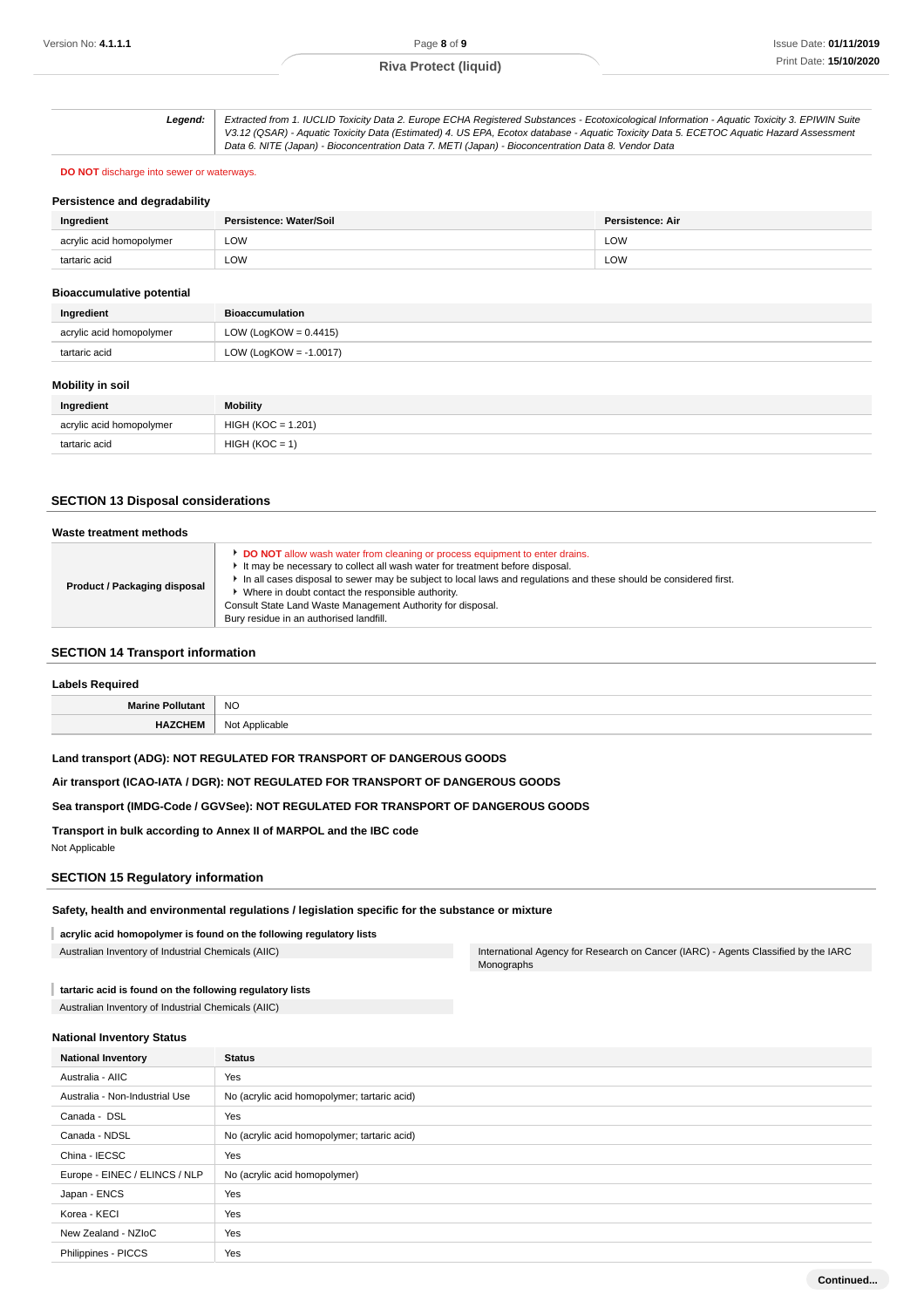| **Legend:** | *Extracted from 1. IUCLID Toxicity Data 2. Europe ECHA Registered Substances - Ecotoxicological Information - Aquatic Toxicity 3. EPIWIN Suite V3.12 (QSAR) - Aquatic Toxicity Data (Estimated) 4. US EPA, Ecotox database - Aquatic Toxicity Data 5. ECETOC Aquatic Hazard Assessment Data 6. NITE (Japan) - Bioconcentration Data 7. METI (Japan) - Bioconcentration Data 8. Vendor Data* |
|---|---|

**DO NOT** discharge into sewer or waterways.

### Persistence and degradability

| Ingredient | Persistence: Water/Soil | Persistence: Air |
|---|---|---|
| acrylic acid homopolymer | LOW | LOW |
| tartaric acid | LOW | LOW |

### Bioaccumulative potential

| Ingredient | Bioaccumulation |
|---|---|
| acrylic acid homopolymer | LOW (LogKOW = 0.4415) |
| tartaric acid | LOW (LogKOW = -1.0017) |

### Mobility in soil

| Ingredient | Mobility |
|---|---|
| acrylic acid homopolymer | HIGH (KOC = 1.201) |
| tartaric acid | HIGH (KOC = 1) |

## SECTION 13 Disposal considerations

### Waste treatment methods

| **Product / Packaging disposal** | ▸ **DO NOT** allow wash water from cleaning or process equipment to enter drains.<br>▸ It may be necessary to collect all wash water for treatment before disposal.<br>▸ In all cases disposal to sewer may be subject to local laws and regulations and these should be considered first.<br>▸ Where in doubt contact the responsible authority.<br>Consult State Land Waste Management Authority for disposal.<br>Bury residue in an authorised landfill. |
|---|---|

## SECTION 14 Transport information

### Labels Required

| **Marine Pollutant** | NO |
|---|---|
| **HAZCHEM** | Not Applicable |

**Land transport (ADG): NOT REGULATED FOR TRANSPORT OF DANGEROUS GOODS**

**Air transport (ICAO-IATA / DGR): NOT REGULATED FOR TRANSPORT OF DANGEROUS GOODS**

**Sea transport (IMDG-Code / GGVSee): NOT REGULATED FOR TRANSPORT OF DANGEROUS GOODS**

**Transport in bulk according to Annex II of MARPOL and the IBC code**

Not Applicable

## SECTION 15 Regulatory information

### Safety, health and environmental regulations / legislation specific for the substance or mixture

**acrylic acid homopolymer is found on the following regulatory lists**

| | |
|---|---|
| Australian Inventory of Industrial Chemicals (AIIC) | International Agency for Research on Cancer (IARC) - Agents Classified by the IARC Monographs |

**tartaric acid is found on the following regulatory lists**

Australian Inventory of Industrial Chemicals (AIIC)

### National Inventory Status

| National Inventory | Status |
|---|---|
| Australia - AIIC | Yes |
| Australia - Non-Industrial Use | No (acrylic acid homopolymer; tartaric acid) |
| Canada - DSL | Yes |
| Canada - NDSL | No (acrylic acid homopolymer; tartaric acid) |
| China - IECSC | Yes |
| Europe - EINEC / ELINCS / NLP | No (acrylic acid homopolymer) |
| Japan - ENCS | Yes |
| Korea - KECI | Yes |
| New Zealand - NZIoC | Yes |
| Philippines - PICCS | Yes |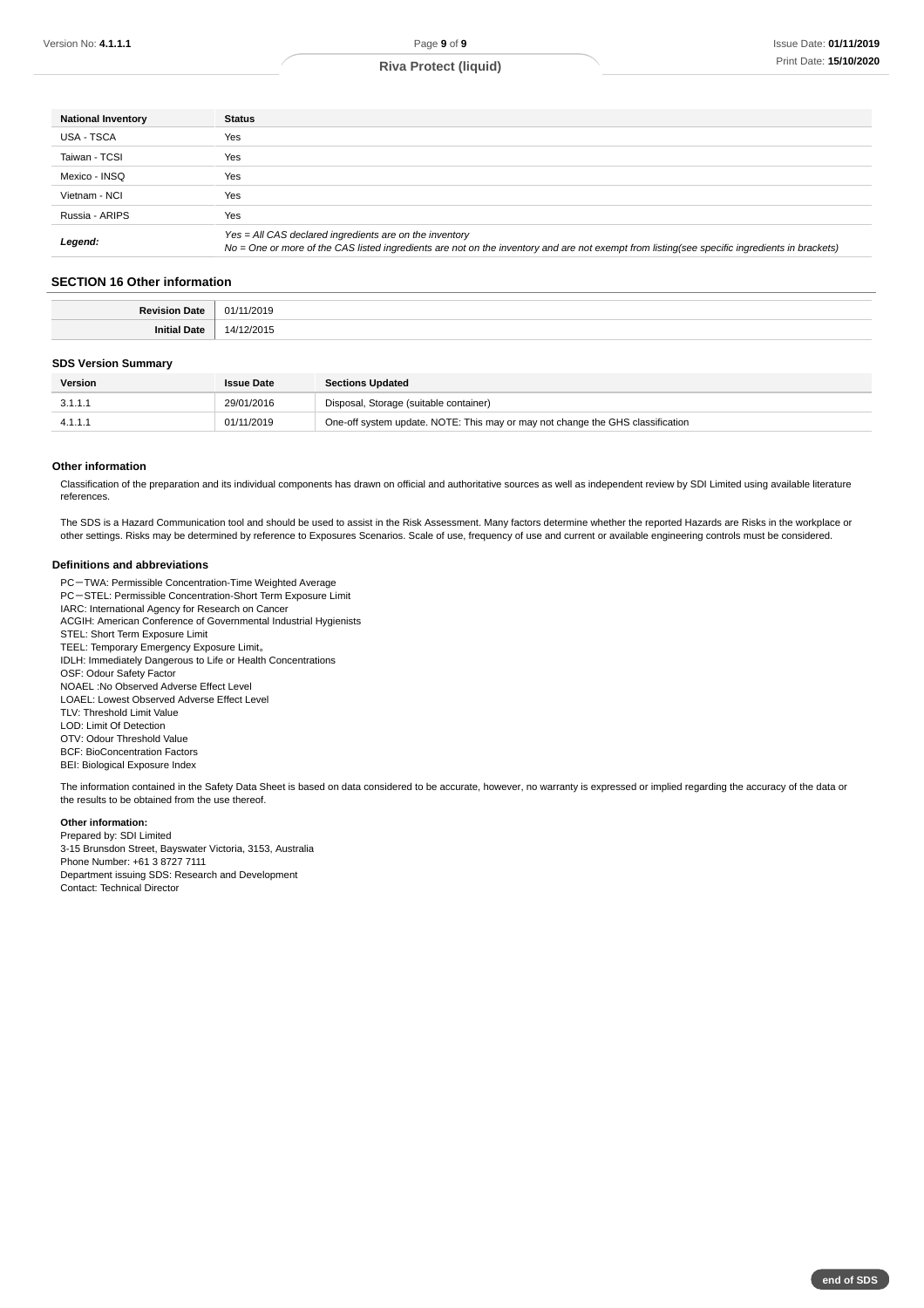| National Inventory | Status |
|---|---|
| USA - TSCA | Yes |
| Taiwan - TCSI | Yes |
| Mexico - INSQ | Yes |
| Vietnam - NCI | Yes |
| Russia - ARIPS | Yes |
| ***Legend:*** | *Yes = All CAS declared ingredients are on the inventory*<br>*No = One or more of the CAS listed ingredients are not on the inventory and are not exempt from listing(see specific ingredients in brackets)* |

## SECTION 16 Other information

| | |
|---|---|
| **Revision Date** | 01/11/2019 |
| **Initial Date** | 14/12/2015 |

### SDS Version Summary

| Version | Issue Date | Sections Updated |
|---|---|---|
| 3.1.1.1 | 29/01/2016 | Disposal, Storage (suitable container) |
| 4.1.1.1 | 01/11/2019 | One-off system update. NOTE: This may or may not change the GHS classification |

### Other information

Classification of the preparation and its individual components has drawn on official and authoritative sources as well as independent review by SDI Limited using available literature references.

The SDS is a Hazard Communication tool and should be used to assist in the Risk Assessment. Many factors determine whether the reported Hazards are Risks in the workplace or other settings. Risks may be determined by reference to Exposures Scenarios. Scale of use, frequency of use and current or available engineering controls must be considered.

### Definitions and abbreviations

PC－TWA: Permissible Concentration-Time Weighted Average
PC－STEL: Permissible Concentration-Short Term Exposure Limit
IARC: International Agency for Research on Cancer
ACGIH: American Conference of Governmental Industrial Hygienists
STEL: Short Term Exposure Limit
TEEL: Temporary Emergency Exposure Limit。
IDLH: Immediately Dangerous to Life or Health Concentrations
OSF: Odour Safety Factor
NOAEL :No Observed Adverse Effect Level
LOAEL: Lowest Observed Adverse Effect Level
TLV: Threshold Limit Value
LOD: Limit Of Detection
OTV: Odour Threshold Value
BCF: BioConcentration Factors
BEI: Biological Exposure Index

The information contained in the Safety Data Sheet is based on data considered to be accurate, however, no warranty is expressed or implied regarding the accuracy of the data or the results to be obtained from the use thereof.

**Other information:**
Prepared by: SDI Limited
3-15 Brunsdon Street, Bayswater Victoria, 3153, Australia
Phone Number: +61 3 8727 7111
Department issuing SDS: Research and Development
Contact: Technical Director

**end of SDS**